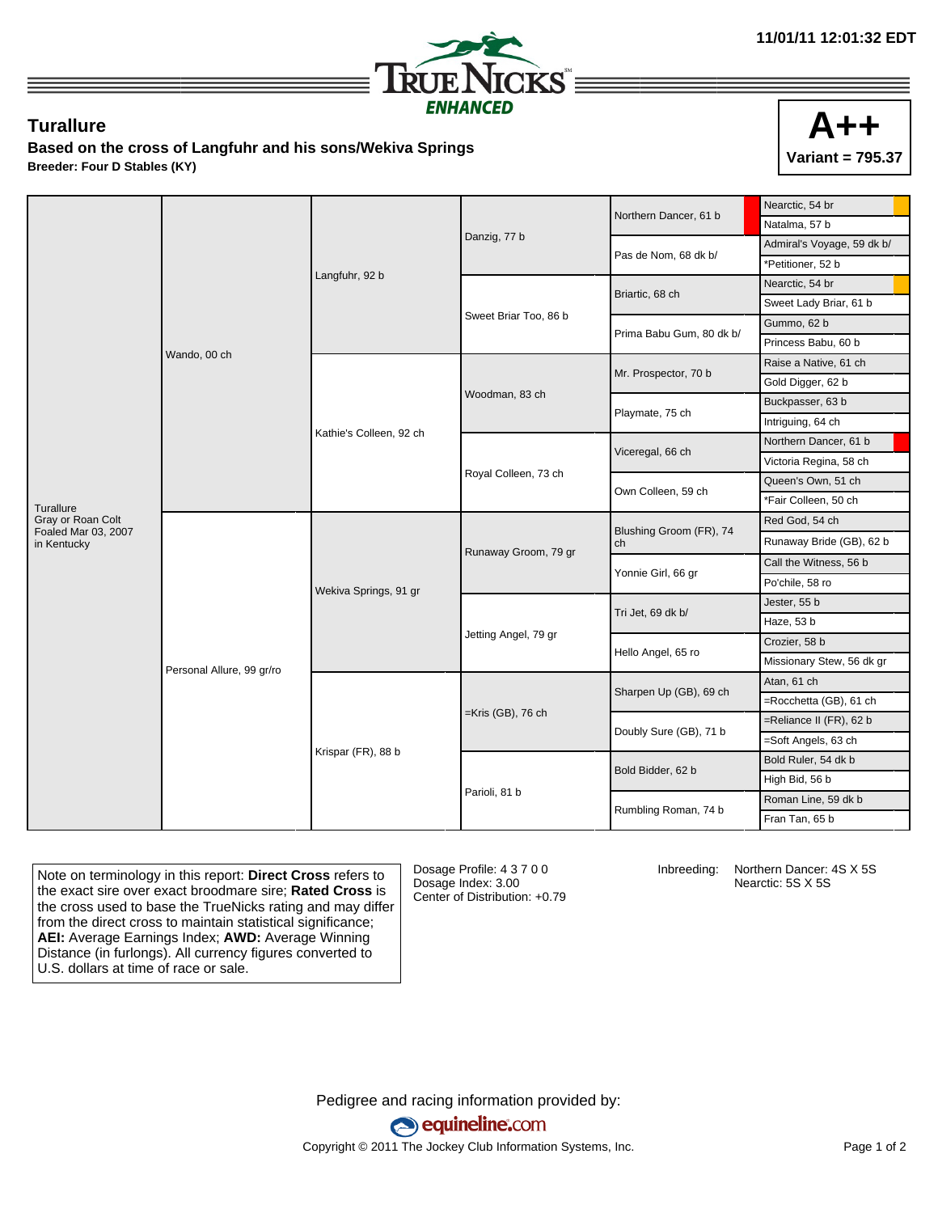11/01/11 12:01:32 EDT

TRUENICKS ENHANCED

## Turallure

**Based on the cross of Langfuhr and his sons/Wekiva Springs**

**Breeder: Four D Stables (KY)**

**A++**
**Variant = 795.37**

| | | | | | |
|---|---|---|---|---|---|
| Turallure Gray or Roan Colt Foaled Mar 03, 2007 in Kentucky | Wando, 00 ch | Langfuhr, 92 b | Danzig, 77 b | Northern Dancer, 61 b | Nearctic, 54 br |
| | | | | | Natalma, 57 b |
| | | | | Pas de Nom, 68 dk b/ | Admiral's Voyage, 59 dk b/ |
| | | | | | *Petitioner, 52 b |
| | | | Sweet Briar Too, 86 b | Briartic, 68 ch | Nearctic, 54 br |
| | | | | | Sweet Lady Briar, 61 b |
| | | | | Prima Babu Gum, 80 dk b/ | Gummo, 62 b |
| | | | | | Princess Babu, 60 b |
| | | Kathie's Colleen, 92 ch | Woodman, 83 ch | Mr. Prospector, 70 b | Raise a Native, 61 ch |
| | | | | | Gold Digger, 62 b |
| | | | | Playmate, 75 ch | Buckpasser, 63 b |
| | | | | | Intriguing, 64 ch |
| | | | Royal Colleen, 73 ch | Viceregal, 66 ch | Northern Dancer, 61 b |
| | | | | | Victoria Regina, 58 ch |
| | | | | Own Colleen, 59 ch | Queen's Own, 51 ch |
| | | | | | *Fair Colleen, 50 ch |
| | Personal Allure, 99 gr/ro | Wekiva Springs, 91 gr | Runaway Groom, 79 gr | Blushing Groom (FR), 74 ch | Red God, 54 ch |
| | | | | | Runaway Bride (GB), 62 b |
| | | | | Yonnie Girl, 66 gr | Call the Witness, 56 b |
| | | | | | Po'chile, 58 ro |
| | | | Jetting Angel, 79 gr | Tri Jet, 69 dk b/ | Jester, 55 b |
| | | | | | Haze, 53 b |
| | | | | Hello Angel, 65 ro | Crozier, 58 b |
| | | | | | Missionary Stew, 56 dk gr |
| | | Krispar (FR), 88 b | =Kris (GB), 76 ch | Sharpen Up (GB), 69 ch | Atan, 61 ch |
| | | | | | =Rocchetta (GB), 61 ch |
| | | | | Doubly Sure (GB), 71 b | =Reliance II (FR), 62 b |
| | | | | | =Soft Angels, 63 ch |
| | | | Parioli, 81 b | Bold Bidder, 62 b | Bold Ruler, 54 dk b |
| | | | | | High Bid, 56 b |
| | | | | Rumbling Roman, 74 b | Roman Line, 59 dk b |
| | | | | | Fran Tan, 65 b |

Note on terminology in this report: **Direct Cross** refers to the exact sire over exact broodmare sire; **Rated Cross** is the cross used to base the TrueNicks rating and may differ from the direct cross to maintain statistical significance; **AEI:** Average Earnings Index; **AWD:** Average Winning Distance (in furlongs). All currency figures converted to U.S. dollars at time of race or sale.

Dosage Profile: 4 3 7 0 0
Dosage Index: 3.00
Center of Distribution: +0.79

Inbreeding: Northern Dancer: 4S X 5S
Nearctic: 5S X 5S

Pedigree and racing information provided by:
equineline.com
Copyright © 2011 The Jockey Club Information Systems, Inc.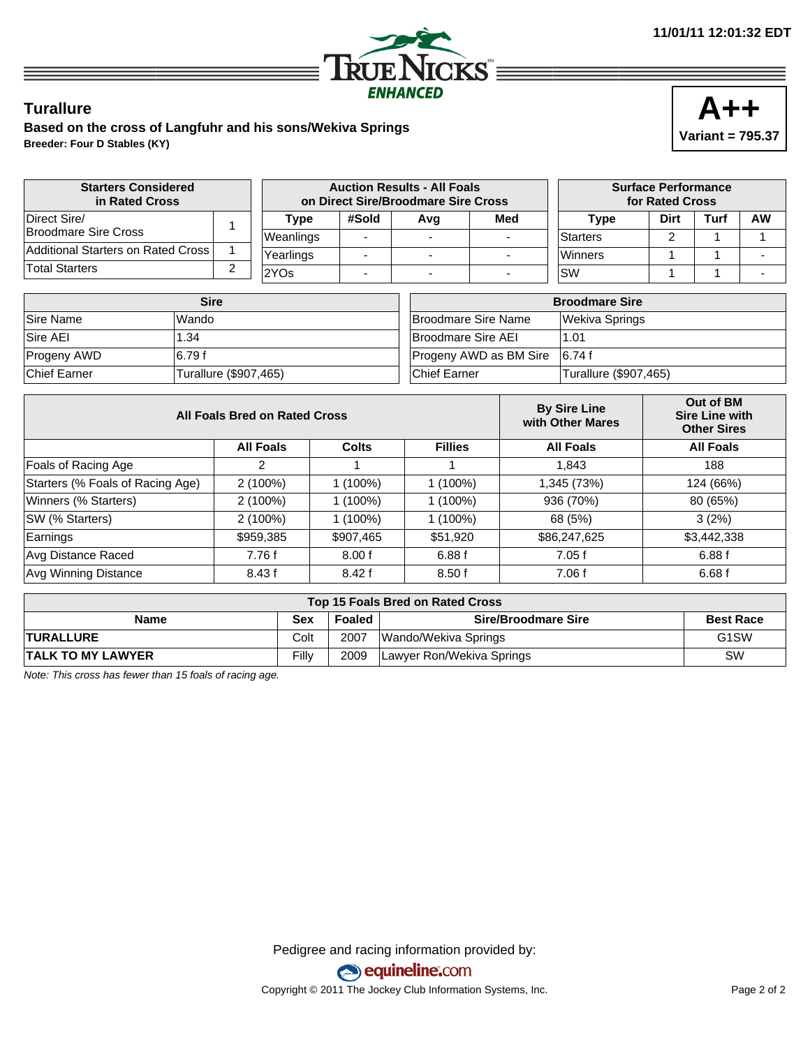11/01/11 12:01:32 EDT

TRUE NICKS ENHANCED

## Turallure

**Based on the cross of Langfuhr and his sons/Wekiva Springs**

**Breeder: Four D Stables (KY)**

**A++**
**Variant = 795.37**

| Starters Considered in Rated Cross | |
|---|---|
| Direct Sire/ Broodmare Sire Cross | 1 |
| Additional Starters on Rated Cross | 1 |
| Total Starters | 2 |

| Auction Results - All Foals on Direct Sire/Broodmare Sire Cross | | | |
|---|---|---|---|
| Type | #Sold | Avg | Med |
| Weanlings | - | - | - |
| Yearlings | - | - | - |
| 2YOs | - | - | - |

| Surface Performance for Rated Cross | | | |
|---|---|---|---|
| Type | Dirt | Turf | AW |
| Starters | 2 | 1 | 1 |
| Winners | 1 | 1 | - |
| SW | 1 | 1 | - |

| Sire | |
|---|---|
| Sire Name | Wando |
| Sire AEI | 1.34 |
| Progeny AWD | 6.79 f |
| Chief Earner | Turallure ($907,465) |

| Broodmare Sire | |
|---|---|
| Broodmare Sire Name | Wekiva Springs |
| Broodmare Sire AEI | 1.01 |
| Progeny AWD as BM Sire | 6.74 f |
| Chief Earner | Turallure ($907,465) |

| All Foals Bred on Rated Cross | | | | By Sire Line with Other Mares | Out of BM Sire Line with Other Sires |
|---|---|---|---|---|---|
| | All Foals | Colts | Fillies | All Foals | All Foals |
| Foals of Racing Age | 2 | 1 | 1 | 1,843 | 188 |
| Starters (% Foals of Racing Age) | 2 (100%) | 1 (100%) | 1 (100%) | 1,345 (73%) | 124 (66%) |
| Winners (% Starters) | 2 (100%) | 1 (100%) | 1 (100%) | 936 (70%) | 80 (65%) |
| SW (% Starters) | 2 (100%) | 1 (100%) | 1 (100%) | 68 (5%) | 3 (2%) |
| Earnings | $959,385 | $907,465 | $51,920 | $86,247,625 | $3,442,338 |
| Avg Distance Raced | 7.76 f | 8.00 f | 6.88 f | 7.05 f | 6.88 f |
| Avg Winning Distance | 8.43 f | 8.42 f | 8.50 f | 7.06 f | 6.68 f |

| Top 15 Foals Bred on Rated Cross | | | | |
|---|---|---|---|---|
| Name | Sex | Foaled | Sire/Broodmare Sire | Best Race |
| **TURALLURE** | Colt | 2007 | Wando/Wekiva Springs | G1SW |
| **TALK TO MY LAWYER** | Filly | 2009 | Lawyer Ron/Wekiva Springs | SW |

*Note: This cross has fewer than 15 foals of racing age.*

Pedigree and racing information provided by:
equineline.com
Copyright © 2011 The Jockey Club Information Systems, Inc.